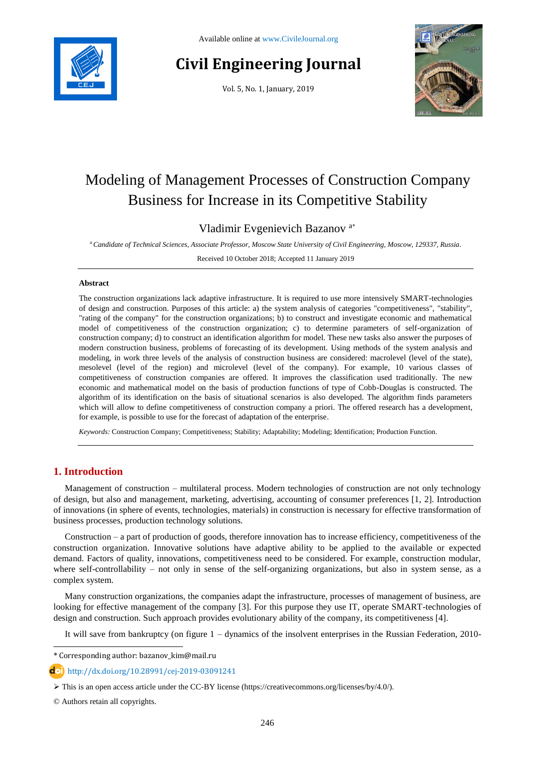Available online at www.CivileJournal.org

# Civil Engineering Journal

Vol. 5, No. 1, January, 2019

# Modeling of Management Processes of Construction Company Business for Increase in its Competitive Stability

Vladimir Evgenievich Bazanov [a*]

[a] *Candidate of Technical Sciences, Associate Professor, Moscow State University of Civil Engineering, Moscow, 129337, Russia.*

Received 10 October 2018; Accepted 11 January 2019

---

**Abstract**

The construction organizations lack adaptive infrastructure. It is required to use more intensively SMART-technologies of design and construction. Purposes of this article: a) the system analysis of categories "competitiveness", "stability", "rating of the company" for the construction organizations; b) to construct and investigate economic and mathematical model of competitiveness of the construction organization; c) to determine parameters of self-organization of construction company; d) to construct an identification algorithm for model. These new tasks also answer the purposes of modern construction business, problems of forecasting of its development. Using methods of the system analysis and modeling, in work three levels of the analysis of construction business are considered: macrolevel (level of the state), mesolevel (level of the region) and microlevel (level of the company). For example, 10 various classes of competitiveness of construction companies are offered. It improves the classification used traditionally. The new economic and mathematical model on the basis of production functions of type of Cobb-Douglas is constructed. The algorithm of its identification on the basis of situational scenarios is also developed. The algorithm finds parameters which will allow to define competitiveness of construction company a priori. The offered research has a development, for example, is possible to use for the forecast of adaptation of the enterprise.

*Keywords:* Construction Company; Competitiveness; Stability; Adaptability; Modeling; Identification; Production Function.

---

## 1. Introduction

Management of construction – multilateral process. Modern technologies of construction are not only technology of design, but also and management, marketing, advertising, accounting of consumer preferences [1, 2]. Introduction of innovations (in sphere of events, technologies, materials) in construction is necessary for effective transformation of business processes, production technology solutions.

Construction – a part of production of goods, therefore innovation has to increase efficiency, competitiveness of the construction organization. Innovative solutions have adaptive ability to be applied to the available or expected demand. Factors of quality, innovations, competitiveness need to be considered. For example, construction modular, where self-controllability – not only in sense of the self-organizing organizations, but also in system sense, as a complex system.

Many construction organizations, the companies adapt the infrastructure, processes of management of business, are looking for effective management of the company [3]. For this purpose they use IT, operate SMART-technologies of design and construction. Such approach provides evolutionary ability of the company, its competitiveness [4].

It will save from bankruptcy (on figure 1 – dynamics of the insolvent enterprises in the Russian Federation, 2010-

---

\* Corresponding author: bazanov_kim@mail.ru

http://dx.doi.org/10.28991/cej-2019-03091241

➢ This is an open access article under the CC-BY license (https://creativecommons.org/licenses/by/4.0/).

© Authors retain all copyrights.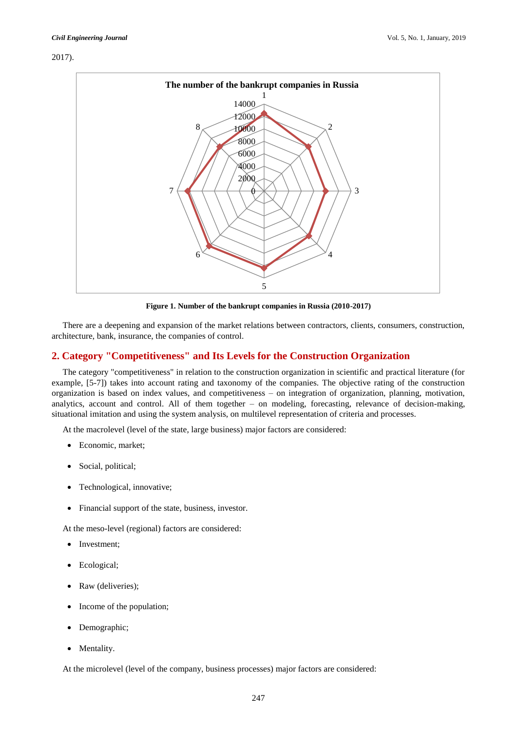2017).

Figure 1. Number of the bankrupt companies in Russia (2010-2017)

There are a deepening and expansion of the market relations between contractors, clients, consumers, construction, architecture, bank, insurance, the companies of control.

## 2. Category "Competitiveness" and Its Levels for the Construction Organization

The category "competitiveness" in relation to the construction organization in scientific and practical literature (for example, [5-7]) takes into account rating and taxonomy of the companies. The objective rating of the construction organization is based on index values, and competitiveness – on integration of organization, planning, motivation, analytics, account and control. All of them together – on modeling, forecasting, relevance of decision-making, situational imitation and using the system analysis, on multilevel representation of criteria and processes.

At the macrolevel (level of the state, large business) major factors are considered:

- Economic, market;
- Social, political;
- Technological, innovative;
- Financial support of the state, business, investor.

At the meso-level (regional) factors are considered:

- Investment;
- Ecological;
- Raw (deliveries);
- Income of the population;
- Demographic;
- Mentality.

At the microlevel (level of the company, business processes) major factors are considered: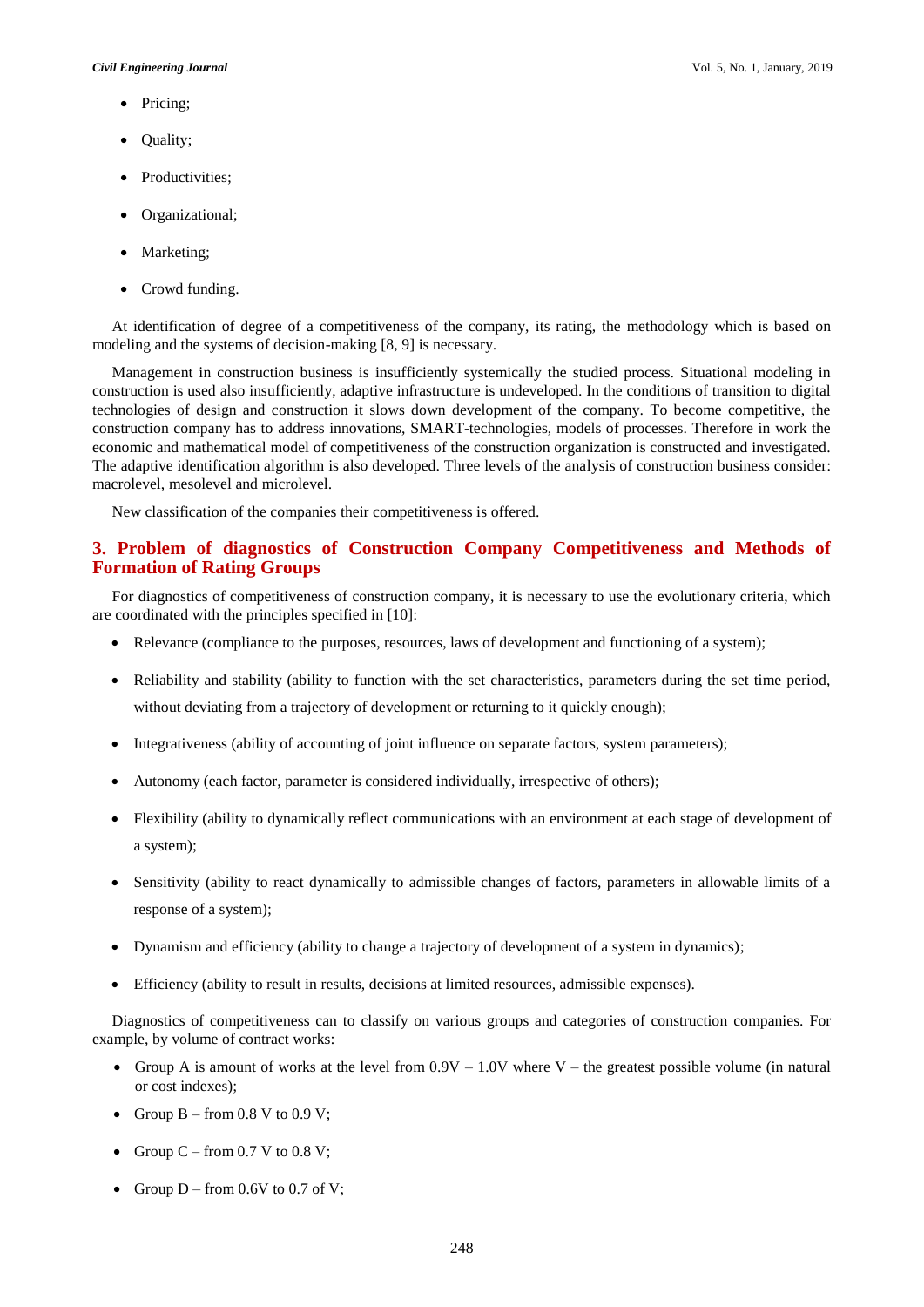- Pricing;
- Quality;
- Productivities;
- Organizational;
- Marketing;
- Crowd funding.

At identification of degree of a competitiveness of the company, its rating, the methodology which is based on modeling and the systems of decision-making [8, 9] is necessary.

Management in construction business is insufficiently systemically the studied process. Situational modeling in construction is used also insufficiently, adaptive infrastructure is undeveloped. In the conditions of transition to digital technologies of design and construction it slows down development of the company. To become competitive, the construction company has to address innovations, SMART-technologies, models of processes. Therefore in work the economic and mathematical model of competitiveness of the construction organization is constructed and investigated. The adaptive identification algorithm is also developed. Three levels of the analysis of construction business consider: macrolevel, mesolevel and microlevel.

New classification of the companies their competitiveness is offered.

## 3. Problem of diagnostics of Construction Company Competitiveness and Methods of Formation of Rating Groups

For diagnostics of competitiveness of construction company, it is necessary to use the evolutionary criteria, which are coordinated with the principles specified in [10]:

- Relevance (compliance to the purposes, resources, laws of development and functioning of a system);
- Reliability and stability (ability to function with the set characteristics, parameters during the set time period, without deviating from a trajectory of development or returning to it quickly enough);
- Integrativeness (ability of accounting of joint influence on separate factors, system parameters);
- Autonomy (each factor, parameter is considered individually, irrespective of others);
- Flexibility (ability to dynamically reflect communications with an environment at each stage of development of a system);
- Sensitivity (ability to react dynamically to admissible changes of factors, parameters in allowable limits of a response of a system);
- Dynamism and efficiency (ability to change a trajectory of development of a system in dynamics);
- Efficiency (ability to result in results, decisions at limited resources, admissible expenses).

Diagnostics of competitiveness can to classify on various groups and categories of construction companies. For example, by volume of contract works:

- Group A is amount of works at the level from 0.9V – 1.0V where V – the greatest possible volume (in natural or cost indexes);
- Group B – from 0.8 V to 0.9 V;
- Group C – from 0.7 V to 0.8 V;
- Group D – from 0.6V to 0.7 of V;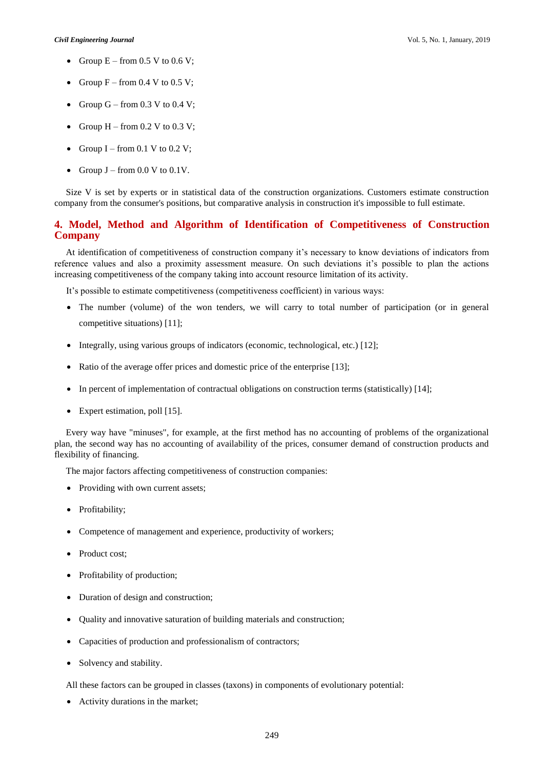- Group E – from 0.5 V to 0.6 V;
- Group F – from 0.4 V to 0.5 V;
- Group G – from 0.3 V to 0.4 V;
- Group H – from 0.2 V to 0.3 V;
- Group I – from 0.1 V to 0.2 V;
- Group J – from 0.0 V to 0.1V.

Size V is set by experts or in statistical data of the construction organizations. Customers estimate construction company from the consumer's positions, but comparative analysis in construction it's impossible to full estimate.

## 4. Model, Method and Algorithm of Identification of Competitiveness of Construction Company

At identification of competitiveness of construction company it's necessary to know deviations of indicators from reference values and also a proximity assessment measure. On such deviations it's possible to plan the actions increasing competitiveness of the company taking into account resource limitation of its activity.

It's possible to estimate competitiveness (competitiveness coefficient) in various ways:

- The number (volume) of the won tenders, we will carry to total number of participation (or in general competitive situations) [11];
- Integrally, using various groups of indicators (economic, technological, etc.) [12];
- Ratio of the average offer prices and domestic price of the enterprise [13];
- In percent of implementation of contractual obligations on construction terms (statistically) [14];
- Expert estimation, poll [15].

Every way have "minuses", for example, at the first method has no accounting of problems of the organizational plan, the second way has no accounting of availability of the prices, consumer demand of construction products and flexibility of financing.

The major factors affecting competitiveness of construction companies:

- Providing with own current assets;
- Profitability;
- Competence of management and experience, productivity of workers;
- Product cost;
- Profitability of production;
- Duration of design and construction;
- Quality and innovative saturation of building materials and construction;
- Capacities of production and professionalism of contractors;
- Solvency and stability.

All these factors can be grouped in classes (taxons) in components of evolutionary potential:

- Activity durations in the market;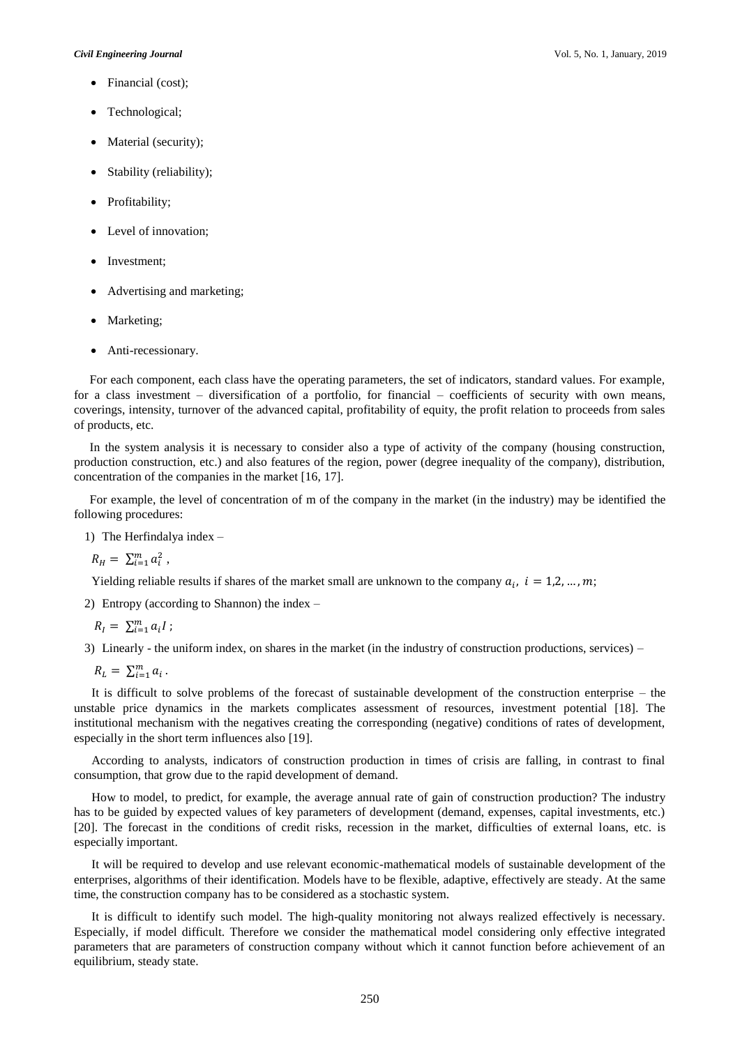- Financial (cost);
- Technological;
- Material (security);
- Stability (reliability);
- Profitability;
- Level of innovation;
- Investment;
- Advertising and marketing;
- Marketing;
- Anti-recessionary.

For each component, each class have the operating parameters, the set of indicators, standard values. For example, for a class investment – diversification of a portfolio, for financial – coefficients of security with own means, coverings, intensity, turnover of the advanced capital, profitability of equity, the profit relation to proceeds from sales of products, etc.

In the system analysis it is necessary to consider also a type of activity of the company (housing construction, production construction, etc.) and also features of the region, power (degree inequality of the company), distribution, concentration of the companies in the market [16, 17].

For example, the level of concentration of m of the company in the market (in the industry) may be identified the following procedures:

1) The Herfindalya index –

$R_H = \sum_{i=1}^{m} a_i^2$ ,

Yielding reliable results if shares of the market small are unknown to the company $a_i,\ i = 1,2, \dots, m$;

2) Entropy (according to Shannon) the index –

$R_I = \sum_{i=1}^{m} a_i I$ ;

3) Linearly - the uniform index, on shares in the market (in the industry of construction productions, services) –

$R_L = \sum_{i=1}^{m} a_i$ .

It is difficult to solve problems of the forecast of sustainable development of the construction enterprise – the unstable price dynamics in the markets complicates assessment of resources, investment potential [18]. The institutional mechanism with the negatives creating the corresponding (negative) conditions of rates of development, especially in the short term influences also [19].

According to analysts, indicators of construction production in times of crisis are falling, in contrast to final consumption, that grow due to the rapid development of demand.

How to model, to predict, for example, the average annual rate of gain of construction production? The industry has to be guided by expected values of key parameters of development (demand, expenses, capital investments, etc.) [20]. The forecast in the conditions of credit risks, recession in the market, difficulties of external loans, etc. is especially important.

It will be required to develop and use relevant economic-mathematical models of sustainable development of the enterprises, algorithms of their identification. Models have to be flexible, adaptive, effectively are steady. At the same time, the construction company has to be considered as a stochastic system.

It is difficult to identify such model. The high-quality monitoring not always realized effectively is necessary. Especially, if model difficult. Therefore we consider the mathematical model considering only effective integrated parameters that are parameters of construction company without which it cannot function before achievement of an equilibrium, steady state.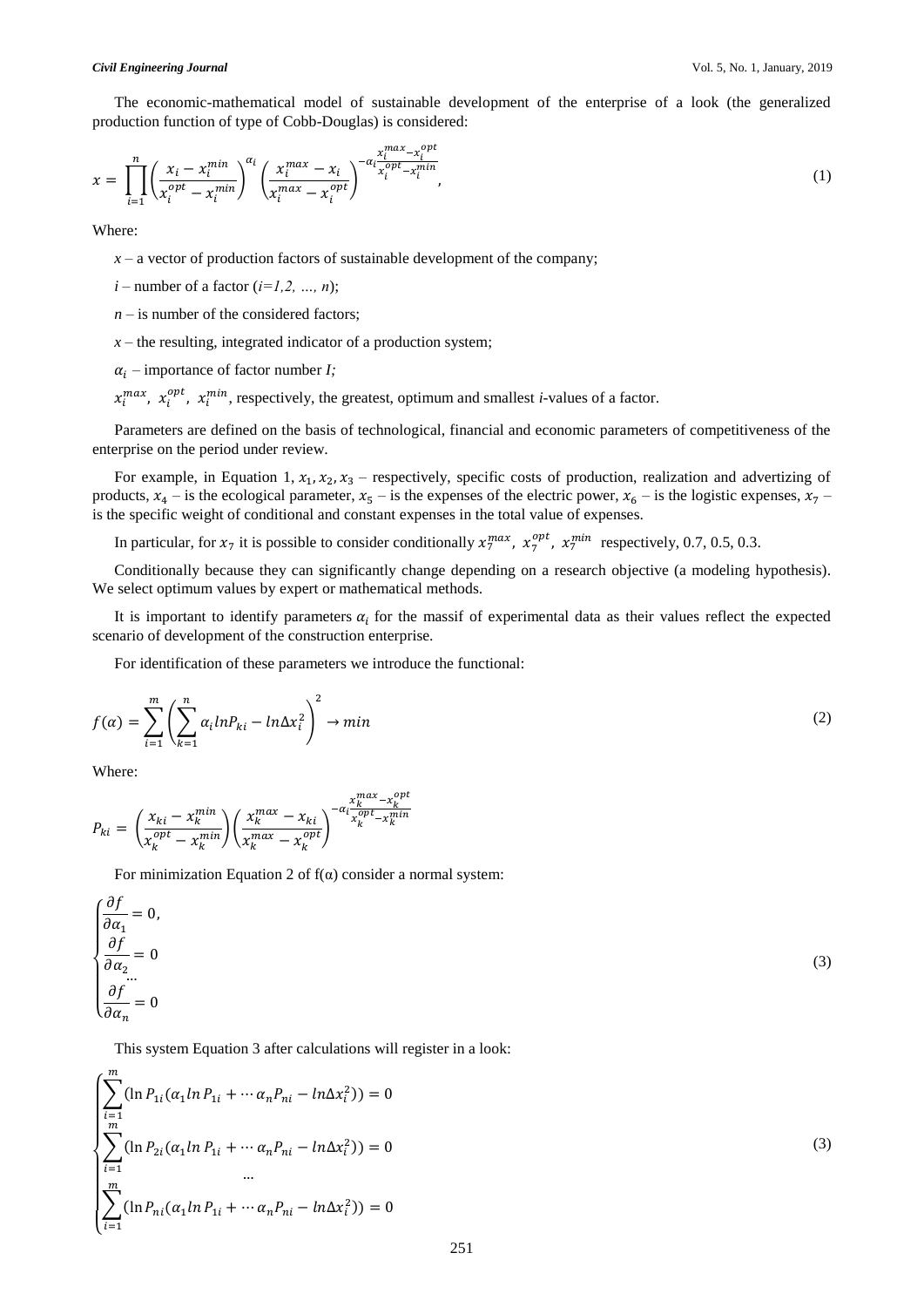The economic-mathematical model of sustainable development of the enterprise of a look (the generalized production function of type of Cobb-Douglas) is considered:

$$x = \prod_{i=1}^{n} \left( \frac{x_i - x_i^{min}}{x_i^{opt} - x_i^{min}} \right)^{\alpha_i} \left( \frac{x_i^{max} - x_i}{x_i^{max} - x_i^{opt}} \right)^{-\alpha_i \frac{x_i^{max} - x_i^{opt}}{x_i^{opt} - x_i^{min}}}, \tag{1}$$

Where:

$x$ – a vector of production factors of sustainable development of the company;

$i$ – number of a factor ($i=1,2, \ldots, n$);

$n$ – is number of the considered factors;

$x$ – the resulting, integrated indicator of a production system;

$\alpha_i$ – importance of factor number *I;*

$x_i^{max}, \ x_i^{opt}, \ x_i^{min}$, respectively, the greatest, optimum and smallest *i*-values of a factor.

Parameters are defined on the basis of technological, financial and economic parameters of competitiveness of the enterprise on the period under review.

For example, in Equation 1, $x_1, x_2, x_3$ – respectively, specific costs of production, realization and advertizing of products, $x_4$ – is the ecological parameter, $x_5$ – is the expenses of the electric power, $x_6$ – is the logistic expenses, $x_7$ – is the specific weight of conditional and constant expenses in the total value of expenses.

In particular, for $x_7$ it is possible to consider conditionally $x_7^{max}, \ x_7^{opt}, \ x_7^{min}$ respectively, 0.7, 0.5, 0.3.

Conditionally because they can significantly change depending on a research objective (a modeling hypothesis). We select optimum values by expert or mathematical methods.

It is important to identify parameters $\alpha_i$ for the massif of experimental data as their values reflect the expected scenario of development of the construction enterprise.

For identification of these parameters we introduce the functional:

$$f(\alpha) = \sum_{i=1}^{m} \left( \sum_{k=1}^{n} \alpha_i ln P_{ki} - ln \Delta x_i^2 \right)^2 \rightarrow min \tag{2}$$

Where:

$$P_{ki} = \left( \frac{x_{ki} - x_k^{min}}{x_k^{opt} - x_k^{min}} \right) \left( \frac{x_k^{max} - x_{ki}}{x_k^{max} - x_k^{opt}} \right)^{-\alpha_i \frac{x_k^{max} - x_k^{opt}}{x_k^{opt} - x_k^{min}}}$$

For minimization Equation 2 of f(α) consider a normal system:

$$\begin{cases} \dfrac{\partial f}{\partial \alpha_1} = 0, \\ \dfrac{\partial f}{\partial \alpha_2} = 0 \\ \quad \ldots \\ \dfrac{\partial f}{\partial \alpha_n} = 0 \end{cases} \tag{3}$$

This system Equation 3 after calculations will register in a look:

$$\begin{cases} \sum_{i=1}^{m} (\ln P_{1i} (\alpha_1 ln\, P_{1i} + \cdots \alpha_n P_{ni} - ln \Delta x_i^2)) = 0 \\ \sum_{i=1}^{m} (\ln P_{2i} (\alpha_1 ln\, P_{1i} + \cdots \alpha_n P_{ni} - ln \Delta x_i^2)) = 0 \\ \quad \ldots \\ \sum_{i=1}^{m} (\ln P_{ni} (\alpha_1 ln\, P_{1i} + \cdots \alpha_n P_{ni} - ln \Delta x_i^2)) = 0 \end{cases} \tag{3}$$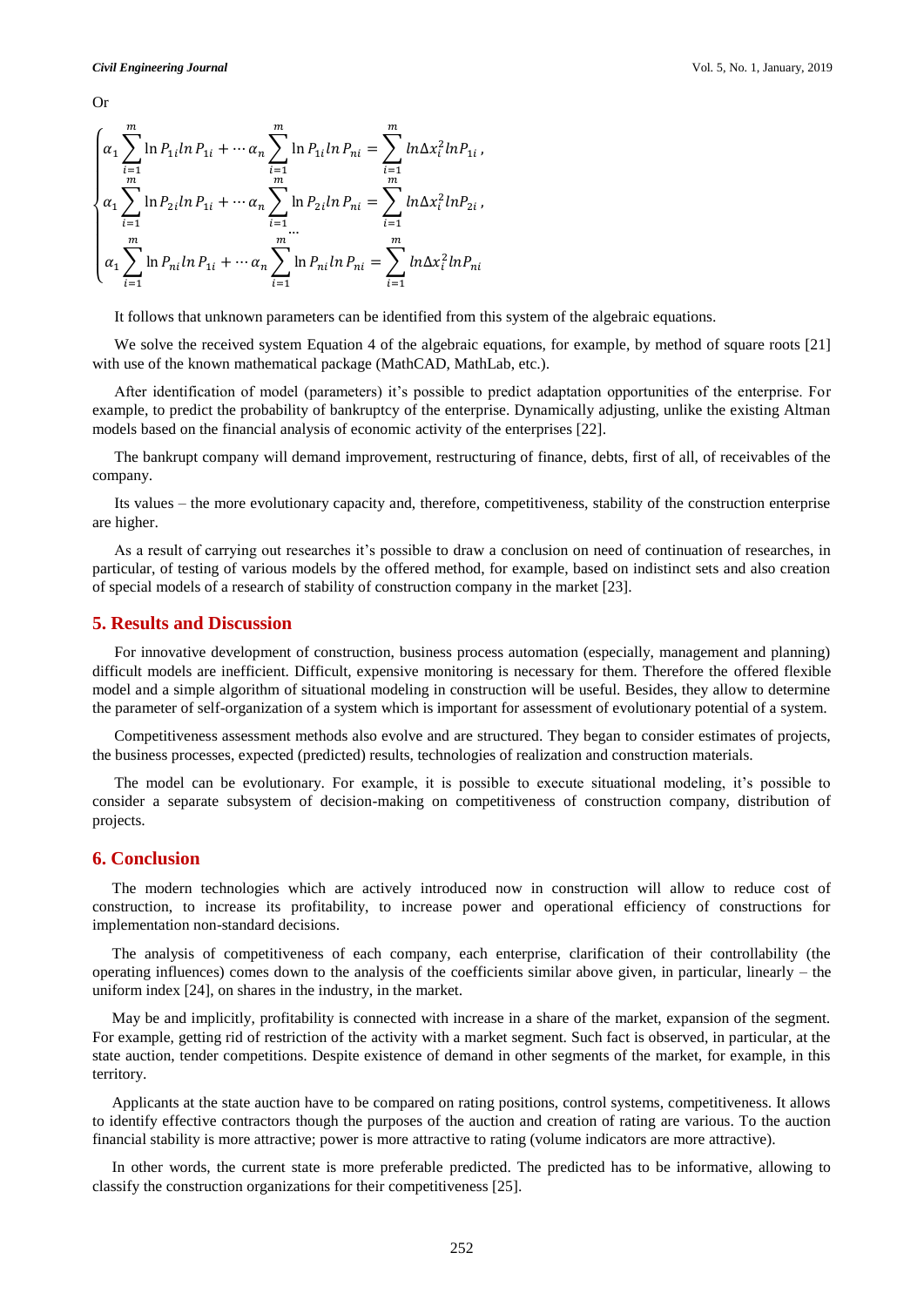Or

$$
\begin{cases}
\alpha_1 \sum_{i=1}^{m} \ln P_{1i} ln\, P_{1i} + \cdots \alpha_n \sum_{i=1}^{m} \ln P_{1i} ln\, P_{ni} = \sum_{i=1}^{m} ln\Delta x_i^2 lnP_{1i}\,, \\
\alpha_1 \sum_{i=1}^{m} \ln P_{2i} ln\, P_{1i} + \cdots \alpha_n \sum_{i=1}^{m} \ln P_{2i} ln\, P_{ni} = \sum_{i=1}^{m} ln\Delta x_i^2 lnP_{2i}\,, \\
\qquad \cdots \\
\alpha_1 \sum_{i=1}^{m} \ln P_{ni} ln\, P_{1i} + \cdots \alpha_n \sum_{i=1}^{m} \ln P_{ni} ln\, P_{ni} = \sum_{i=1}^{m} ln\Delta x_i^2 lnP_{ni}
\end{cases}
$$

It follows that unknown parameters can be identified from this system of the algebraic equations.

We solve the received system Equation 4 of the algebraic equations, for example, by method of square roots [21] with use of the known mathematical package (MathCAD, MathLab, etc.).

After identification of model (parameters) it's possible to predict adaptation opportunities of the enterprise. For example, to predict the probability of bankruptcy of the enterprise. Dynamically adjusting, unlike the existing Altman models based on the financial analysis of economic activity of the enterprises [22].

The bankrupt company will demand improvement, restructuring of finance, debts, first of all, of receivables of the company.

Its values – the more evolutionary capacity and, therefore, competitiveness, stability of the construction enterprise are higher.

As a result of carrying out researches it's possible to draw a conclusion on need of continuation of researches, in particular, of testing of various models by the offered method, for example, based on indistinct sets and also creation of special models of a research of stability of construction company in the market [23].

## 5. Results and Discussion

For innovative development of construction, business process automation (especially, management and planning) difficult models are inefficient. Difficult, expensive monitoring is necessary for them. Therefore the offered flexible model and a simple algorithm of situational modeling in construction will be useful. Besides, they allow to determine the parameter of self-organization of a system which is important for assessment of evolutionary potential of a system.

Competitiveness assessment methods also evolve and are structured. They began to consider estimates of projects, the business processes, expected (predicted) results, technologies of realization and construction materials.

The model can be evolutionary. For example, it is possible to execute situational modeling, it's possible to consider a separate subsystem of decision-making on competitiveness of construction company, distribution of projects.

## 6. Conclusion

The modern technologies which are actively introduced now in construction will allow to reduce cost of construction, to increase its profitability, to increase power and operational efficiency of constructions for implementation non-standard decisions.

The analysis of competitiveness of each company, each enterprise, clarification of their controllability (the operating influences) comes down to the analysis of the coefficients similar above given, in particular, linearly – the uniform index [24], on shares in the industry, in the market.

May be and implicitly, profitability is connected with increase in a share of the market, expansion of the segment. For example, getting rid of restriction of the activity with a market segment. Such fact is observed, in particular, at the state auction, tender competitions. Despite existence of demand in other segments of the market, for example, in this territory.

Applicants at the state auction have to be compared on rating positions, control systems, competitiveness. It allows to identify effective contractors though the purposes of the auction and creation of rating are various. To the auction financial stability is more attractive; power is more attractive to rating (volume indicators are more attractive).

In other words, the current state is more preferable predicted. The predicted has to be informative, allowing to classify the construction organizations for their competitiveness [25].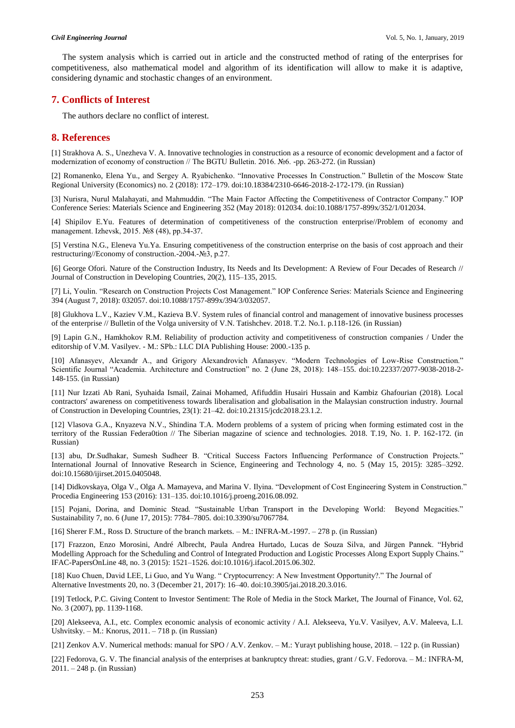The system analysis which is carried out in article and the constructed method of rating of the enterprises for competitiveness, also mathematical model and algorithm of its identification will allow to make it is adaptive, considering dynamic and stochastic changes of an environment.

## 7. Conflicts of Interest

The authors declare no conflict of interest.

## 8. References

[1] Strakhova A. S., Unezheva V. A. Innovative technologies in construction as a resource of economic development and a factor of modernization of economy of construction // The BGTU Bulletin. 2016. №6. -pp. 263-272. (in Russian)

[2] Romanenko, Elena Yu., and Sergey A. Ryabichenko. "Innovative Processes In Construction." Bulletin of the Moscow State Regional University (Economics) no. 2 (2018): 172–179. doi:10.18384/2310-6646-2018-2-172-179. (in Russian)

[3] Nurisra, Nurul Malahayati, and Mahmuddin. "The Main Factor Affecting the Competitiveness of Contractor Company." IOP Conference Series: Materials Science and Engineering 352 (May 2018): 012034. doi:10.1088/1757-899x/352/1/012034.

[4] Shipilov E.Yu. Features of determination of competitiveness of the construction enterprise//Problem of economy and management. Izhevsk, 2015. №8 (48), pp.34-37.

[5] Verstina N.G., Eleneva Yu.Ya. Ensuring competitiveness of the construction enterprise on the basis of cost approach and their restructuring//Economy of construction.-2004.-№3, p.27.

[6] George Ofori. Nature of the Construction Industry, Its Needs and Its Development: A Review of Four Decades of Research // Journal of Construction in Developing Countries, 20(2), 115–135, 2015.

[7] Li, Youlin. "Research on Construction Projects Cost Management." IOP Conference Series: Materials Science and Engineering 394 (August 7, 2018): 032057. doi:10.1088/1757-899x/394/3/032057.

[8] Glukhova L.V., Kaziev V.M., Kazieva B.V. System rules of financial control and management of innovative business processes of the enterprise // Bulletin of the Volga university of V.N. Tatishchev. 2018. T.2. No.1. p.118-126. (in Russian)

[9] Lapin G.N., Hamkhokov R.M. Reliability of production activity and competitiveness of construction companies / Under the editorship of V.M. Vasilyev. - M.: SPb.: LLC DIA Publishing House: 2000.-135 p.

[10] Afanasyev, Alexandr A., and Grigory Alexandrovich Afanasyev. "Modern Technologies of Low-Rise Construction." Scientific Journal "Academia. Architecture and Construction" no. 2 (June 28, 2018): 148–155. doi:10.22337/2077-9038-2018-2-148-155. (in Russian)

[11] Nur Izzati Ab Rani, Syuhaida Ismail, Zainai Mohamed, Afifuddin Husairi Hussain and Kambiz Ghafourian (2018). Local contractors' awareness on competitiveness towards liberalisation and globalisation in the Malaysian construction industry. Journal of Construction in Developing Countries, 23(1): 21–42. doi:10.21315/jcdc2018.23.1.2.

[12] Vlasova G.A., Knyazeva N.V., Shindina T.A. Modern problems of a system of pricing when forming estimated cost in the territory of the Russian Federa0tion // The Siberian magazine of science and technologies. 2018. T.19, No. 1. P. 162-172. (in Russian)

[13] abu, Dr.Sudhakar, Sumesh Sudheer B. "Critical Success Factors Influencing Performance of Construction Projects." International Journal of Innovative Research in Science, Engineering and Technology 4, no. 5 (May 15, 2015): 3285–3292. doi:10.15680/ijirset.2015.0405048.

[14] Didkovskaya, Olga V., Olga A. Mamayeva, and Marina V. Ilyina. "Development of Cost Engineering System in Construction." Procedia Engineering 153 (2016): 131–135. doi:10.1016/j.proeng.2016.08.092.

[15] Pojani, Dorina, and Dominic Stead. "Sustainable Urban Transport in the Developing World: Beyond Megacities." Sustainability 7, no. 6 (June 17, 2015): 7784–7805. doi:10.3390/su7067784.

[16] Sherer F.M., Ross D. Structure of the branch markets. – M.: INFRA-M.-1997. – 278 p. (in Russian)

[17] Frazzon, Enzo Morosini, André Albrecht, Paula Andrea Hurtado, Lucas de Souza Silva, and Jürgen Pannek. "Hybrid Modelling Approach for the Scheduling and Control of Integrated Production and Logistic Processes Along Export Supply Chains." IFAC-PapersOnLine 48, no. 3 (2015): 1521–1526. doi:10.1016/j.ifacol.2015.06.302.

[18] Kuo Chuen, David LEE, Li Guo, and Yu Wang. " Cryptocurrency: A New Investment Opportunity?." The Journal of Alternative Investments 20, no. 3 (December 21, 2017): 16–40. doi:10.3905/jai.2018.20.3.016.

[19] Tetlock, P.C. Giving Content to Investor Sentiment: The Role of Media in the Stock Market, The Journal of Finance, Vol. 62, No. 3 (2007), pp. 1139-1168.

[20] Alekseeva, A.I., etc. Complex economic analysis of economic activity / A.I. Alekseeva, Yu.V. Vasilyev, A.V. Maleeva, L.I. Ushvitsky. – M.: Knorus, 2011. – 718 p. (in Russian)

[21] Zenkov A.V. Numerical methods: manual for SPO / A.V. Zenkov. – M.: Yurayt publishing house, 2018. – 122 p. (in Russian)

[22] Fedorova, G. V. The financial analysis of the enterprises at bankruptcy threat: studies, grant / G.V. Fedorova. – M.: INFRA-M, 2011. – 248 p. (in Russian)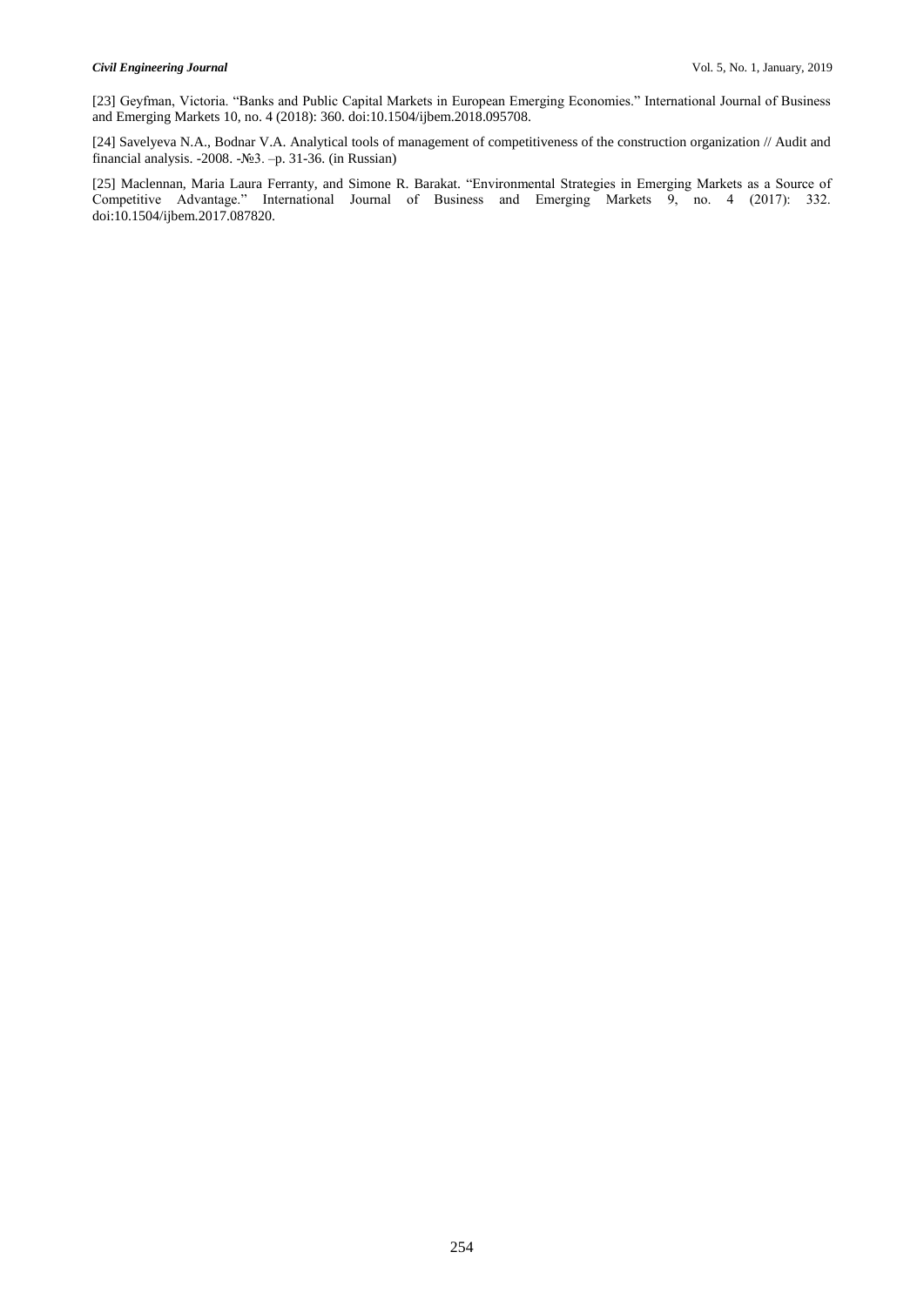[23] Geyfman, Victoria. "Banks and Public Capital Markets in European Emerging Economies." International Journal of Business and Emerging Markets 10, no. 4 (2018): 360. doi:10.1504/ijbem.2018.095708.

[24] Savelyeva N.A., Bodnar V.A. Analytical tools of management of competitiveness of the construction organization // Audit and financial analysis. -2008. -№3. –p. 31-36. (in Russian)

[25] Maclennan, Maria Laura Ferranty, and Simone R. Barakat. "Environmental Strategies in Emerging Markets as a Source of Competitive Advantage." International Journal of Business and Emerging Markets 9, no. 4 (2017): 332. doi:10.1504/ijbem.2017.087820.